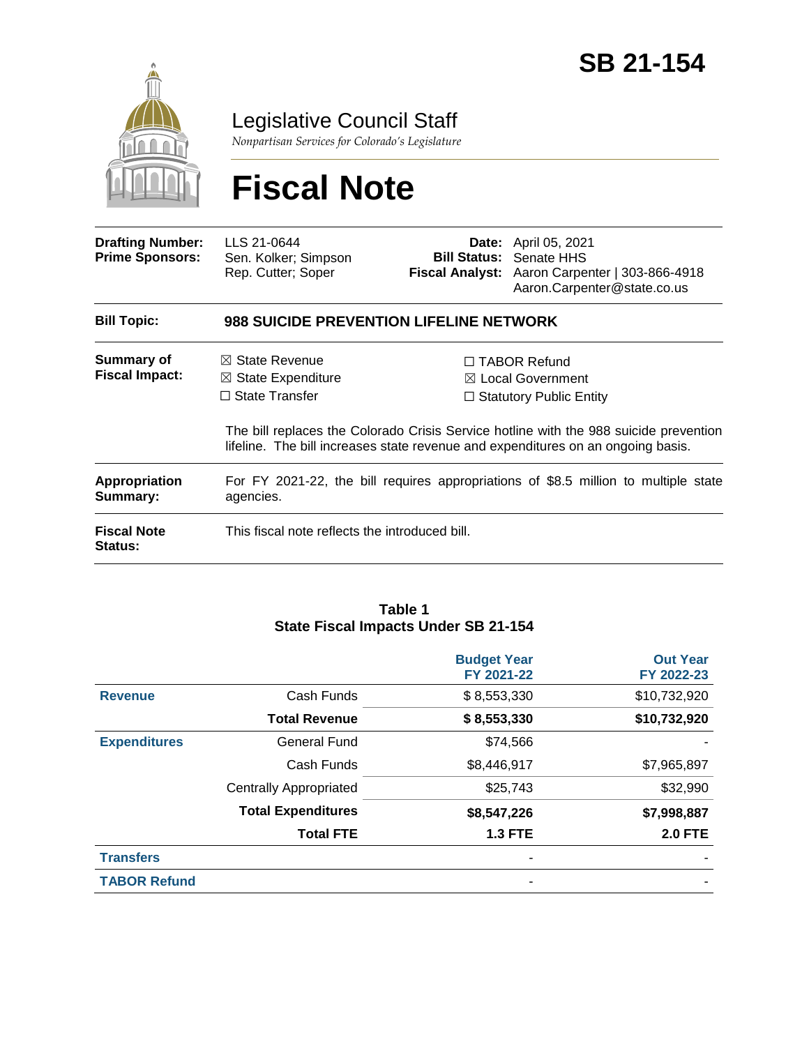# SB 21-154

## Legislative Council Staff

*Nonpartisan Services for Colorado's Legislature*

# Fiscal Note

| | | | |
|---|---|---|---|
| **Drafting Number:** | LLS 21-0644 | **Date:** | April 05, 2021 |
| **Prime Sponsors:** | Sen. Kolker; Simpson<br>Rep. Cutter; Soper | **Bill Status:** | Senate HHS |
| | | **Fiscal Analyst:** | Aaron Carpenter \| 303-866-4918<br>Aaron.Carpenter@state.co.us |

**Bill Topic:** **988 SUICIDE PREVENTION LIFELINE NETWORK**

**Summary of Fiscal Impact:**

- ☒ State Revenue
- ☒ State Expenditure
- ☐ State Transfer
- ☐ TABOR Refund
- ☒ Local Government
- ☐ Statutory Public Entity

The bill replaces the Colorado Crisis Service hotline with the 988 suicide prevention lifeline. The bill increases state revenue and expenditures on an ongoing basis.

**Appropriation Summary:** For FY 2021-22, the bill requires appropriations of $8.5 million to multiple state agencies.

**Fiscal Note Status:** This fiscal note reflects the introduced bill.

**Table 1**
**State Fiscal Impacts Under SB 21-154**

| | | Budget Year FY 2021-22 | Out Year FY 2022-23 |
|---|---|---|---|
| **Revenue** | Cash Funds | $ 8,553,330 | $10,732,920 |
| | **Total Revenue** | **$ 8,553,330** | **$10,732,920** |
| **Expenditures** | General Fund | $74,566 | - |
| | Cash Funds | $8,446,917 | $7,965,897 |
| | Centrally Appropriated | $25,743 | $32,990 |
| | **Total Expenditures** | **$8,547,226** | **$7,998,887** |
| | **Total FTE** | **1.3 FTE** | **2.0 FTE** |
| **Transfers** | | - | - |
| **TABOR Refund** | | - | - |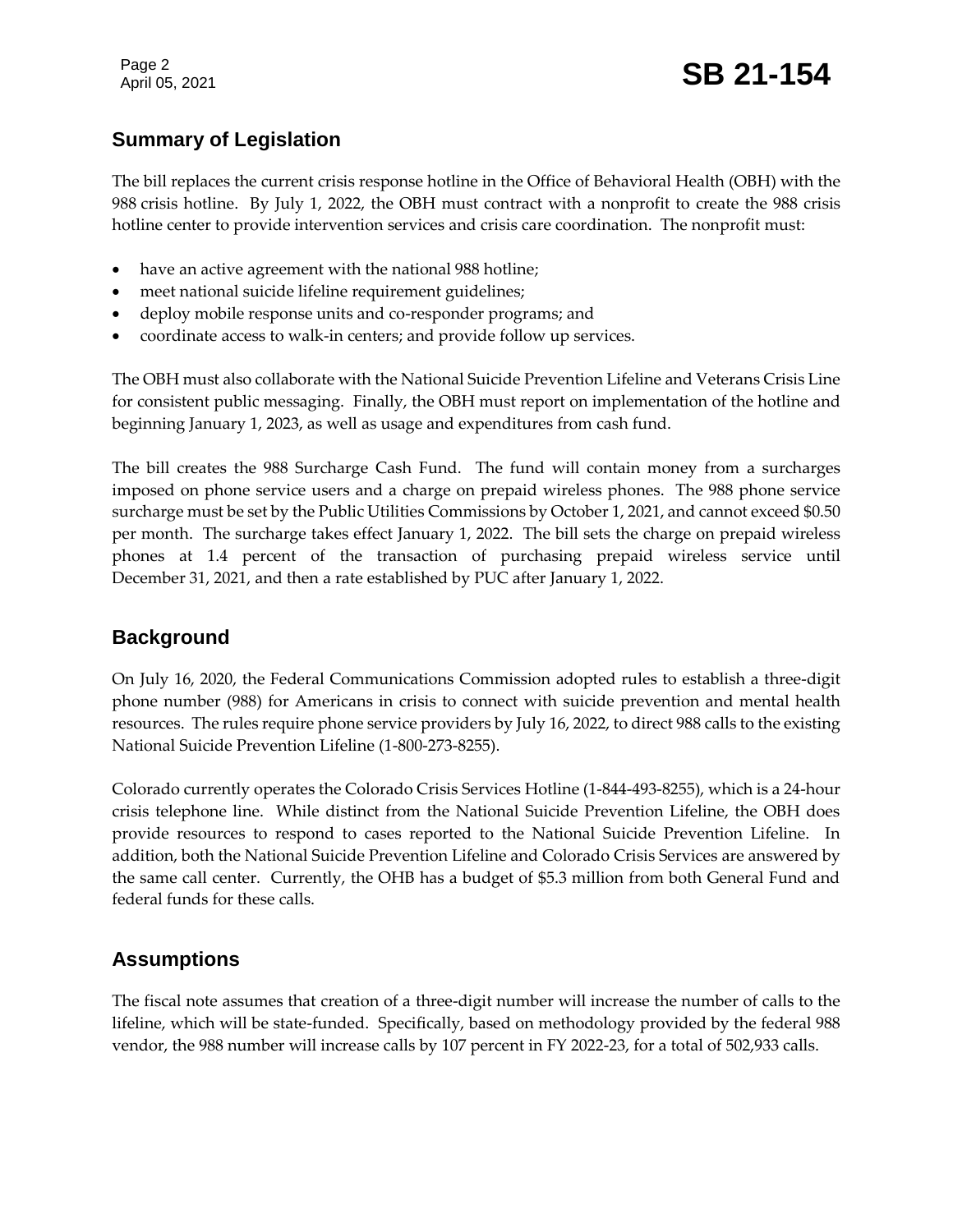## Summary of Legislation

The bill replaces the current crisis response hotline in the Office of Behavioral Health (OBH) with the 988 crisis hotline. By July 1, 2022, the OBH must contract with a nonprofit to create the 988 crisis hotline center to provide intervention services and crisis care coordination. The nonprofit must:

- have an active agreement with the national 988 hotline;
- meet national suicide lifeline requirement guidelines;
- deploy mobile response units and co-responder programs; and
- coordinate access to walk-in centers; and provide follow up services.

The OBH must also collaborate with the National Suicide Prevention Lifeline and Veterans Crisis Line for consistent public messaging. Finally, the OBH must report on implementation of the hotline and beginning January 1, 2023, as well as usage and expenditures from cash fund.

The bill creates the 988 Surcharge Cash Fund. The fund will contain money from a surcharges imposed on phone service users and a charge on prepaid wireless phones. The 988 phone service surcharge must be set by the Public Utilities Commissions by October 1, 2021, and cannot exceed $0.50 per month. The surcharge takes effect January 1, 2022. The bill sets the charge on prepaid wireless phones at 1.4 percent of the transaction of purchasing prepaid wireless service until December 31, 2021, and then a rate established by PUC after January 1, 2022.

## Background

On July 16, 2020, the Federal Communications Commission adopted rules to establish a three-digit phone number (988) for Americans in crisis to connect with suicide prevention and mental health resources. The rules require phone service providers by July 16, 2022, to direct 988 calls to the existing National Suicide Prevention Lifeline (1-800-273-8255).

Colorado currently operates the Colorado Crisis Services Hotline (1-844-493-8255), which is a 24-hour crisis telephone line. While distinct from the National Suicide Prevention Lifeline, the OBH does provide resources to respond to cases reported to the National Suicide Prevention Lifeline. In addition, both the National Suicide Prevention Lifeline and Colorado Crisis Services are answered by the same call center. Currently, the OHB has a budget of $5.3 million from both General Fund and federal funds for these calls.

## Assumptions

The fiscal note assumes that creation of a three-digit number will increase the number of calls to the lifeline, which will be state-funded. Specifically, based on methodology provided by the federal 988 vendor, the 988 number will increase calls by 107 percent in FY 2022-23, for a total of 502,933 calls.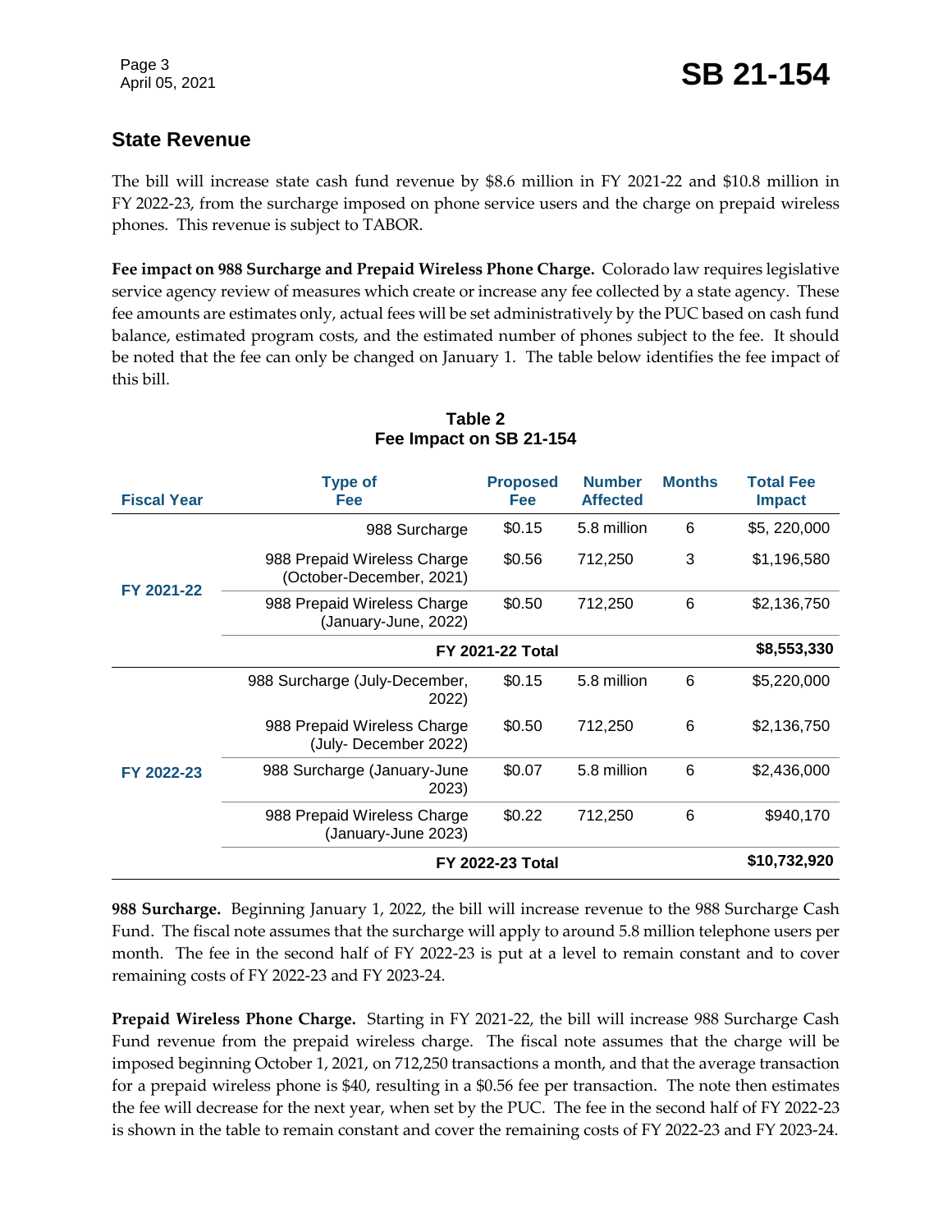## State Revenue

The bill will increase state cash fund revenue by $8.6 million in FY 2021-22 and $10.8 million in FY 2022-23, from the surcharge imposed on phone service users and the charge on prepaid wireless phones. This revenue is subject to TABOR.

**Fee impact on 988 Surcharge and Prepaid Wireless Phone Charge.** Colorado law requires legislative service agency review of measures which create or increase any fee collected by a state agency. These fee amounts are estimates only, actual fees will be set administratively by the PUC based on cash fund balance, estimated program costs, and the estimated number of phones subject to the fee. It should be noted that the fee can only be changed on January 1. The table below identifies the fee impact of this bill.

**Table 2**
**Fee Impact on SB 21-154**

| Fiscal Year | Type of Fee | Proposed Fee | Number Affected | Months | Total Fee Impact |
|---|---|---|---|---|---|
| FY 2021-22 | 988 Surcharge | $0.15 | 5.8 million | 6 | $5, 220,000 |
| | 988 Prepaid Wireless Charge (October-December, 2021) | $0.56 | 712,250 | 3 | $1,196,580 |
| | 988 Prepaid Wireless Charge (January-June, 2022) | $0.50 | 712,250 | 6 | $2,136,750 |
| | **FY 2021-22 Total** | | | | **$8,553,330** |
| FY 2022-23 | 988 Surcharge (July-December, 2022) | $0.15 | 5.8 million | 6 | $5,220,000 |
| | 988 Prepaid Wireless Charge (July- December 2022) | $0.50 | 712,250 | 6 | $2,136,750 |
| | 988 Surcharge (January-June 2023) | $0.07 | 5.8 million | 6 | $2,436,000 |
| | 988 Prepaid Wireless Charge (January-June 2023) | $0.22 | 712,250 | 6 | $940,170 |
| | **FY 2022-23 Total** | | | | **$10,732,920** |

**988 Surcharge.** Beginning January 1, 2022, the bill will increase revenue to the 988 Surcharge Cash Fund. The fiscal note assumes that the surcharge will apply to around 5.8 million telephone users per month. The fee in the second half of FY 2022-23 is put at a level to remain constant and to cover remaining costs of FY 2022-23 and FY 2023-24.

**Prepaid Wireless Phone Charge.** Starting in FY 2021-22, the bill will increase 988 Surcharge Cash Fund revenue from the prepaid wireless charge. The fiscal note assumes that the charge will be imposed beginning October 1, 2021, on 712,250 transactions a month, and that the average transaction for a prepaid wireless phone is $40, resulting in a $0.56 fee per transaction. The note then estimates the fee will decrease for the next year, when set by the PUC. The fee in the second half of FY 2022-23 is shown in the table to remain constant and cover the remaining costs of FY 2022-23 and FY 2023-24.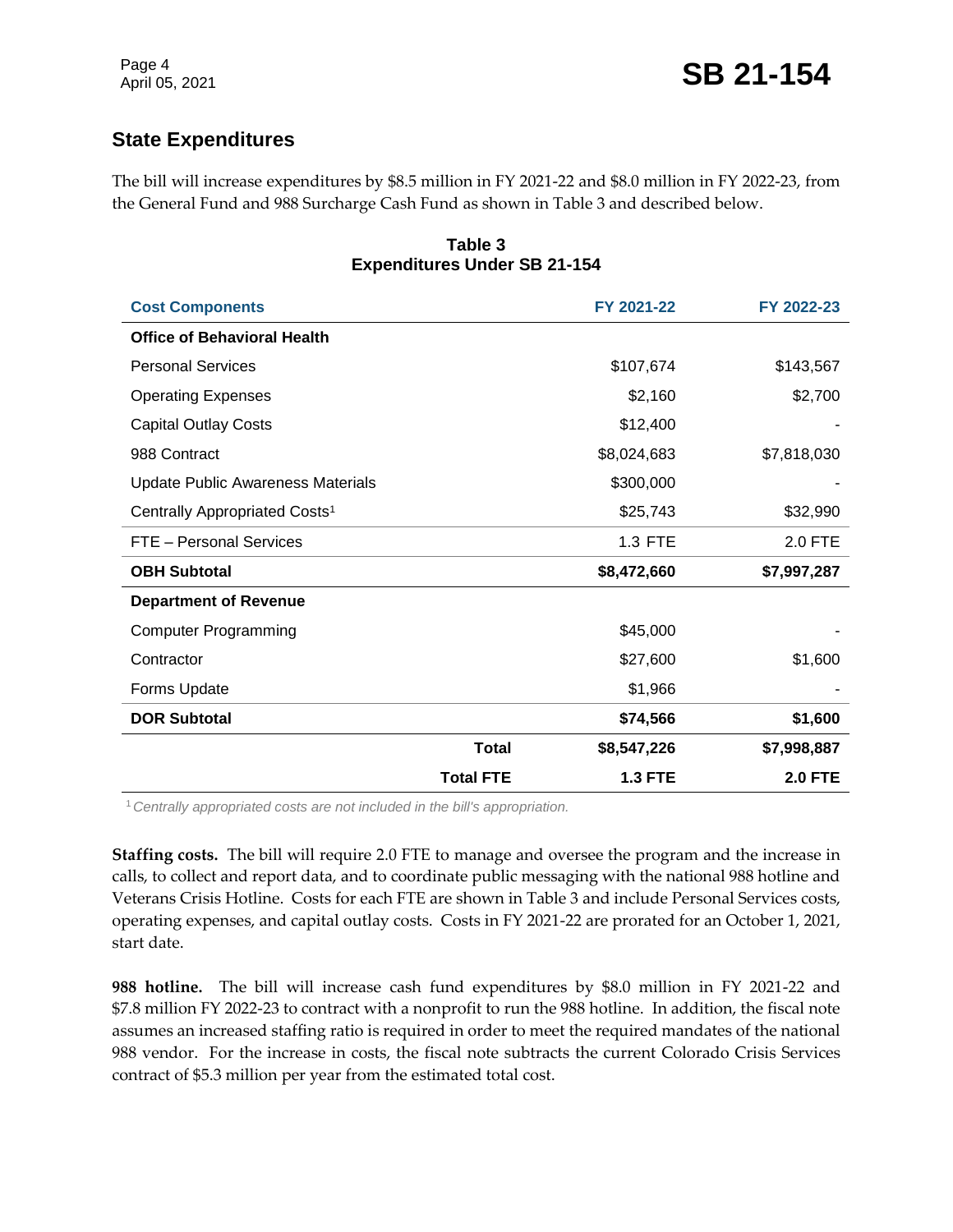## State Expenditures

The bill will increase expenditures by $8.5 million in FY 2021-22 and $8.0 million in FY 2022-23, from the General Fund and 988 Surcharge Cash Fund as shown in Table 3 and described below.

**Table 3**
**Expenditures Under SB 21-154**

| Cost Components | FY 2021-22 | FY 2022-23 |
|---|---|---|
| **Office of Behavioral Health** | | |
| Personal Services | $107,674 | $143,567 |
| Operating Expenses | $2,160 | $2,700 |
| Capital Outlay Costs | $12,400 | - |
| 988 Contract | $8,024,683 | $7,818,030 |
| Update Public Awareness Materials | $300,000 | - |
| Centrally Appropriated Costs[1] | $25,743 | $32,990 |
| FTE – Personal Services | 1.3 FTE | 2.0 FTE |
| **OBH Subtotal** | **$8,472,660** | **$7,997,287** |
| **Department of Revenue** | | |
| Computer Programming | $45,000 | - |
| Contractor | $27,600 | $1,600 |
| Forms Update | $1,966 | - |
| **DOR Subtotal** | **$74,566** | **$1,600** |
| **Total** | **$8,547,226** | **$7,998,887** |
| **Total FTE** | **1.3 FTE** | **2.0 FTE** |

[1] *Centrally appropriated costs are not included in the bill's appropriation.*

**Staffing costs.** The bill will require 2.0 FTE to manage and oversee the program and the increase in calls, to collect and report data, and to coordinate public messaging with the national 988 hotline and Veterans Crisis Hotline. Costs for each FTE are shown in Table 3 and include Personal Services costs, operating expenses, and capital outlay costs. Costs in FY 2021-22 are prorated for an October 1, 2021, start date.

**988 hotline.** The bill will increase cash fund expenditures by $8.0 million in FY 2021-22 and $7.8 million FY 2022-23 to contract with a nonprofit to run the 988 hotline. In addition, the fiscal note assumes an increased staffing ratio is required in order to meet the required mandates of the national 988 vendor. For the increase in costs, the fiscal note subtracts the current Colorado Crisis Services contract of $5.3 million per year from the estimated total cost.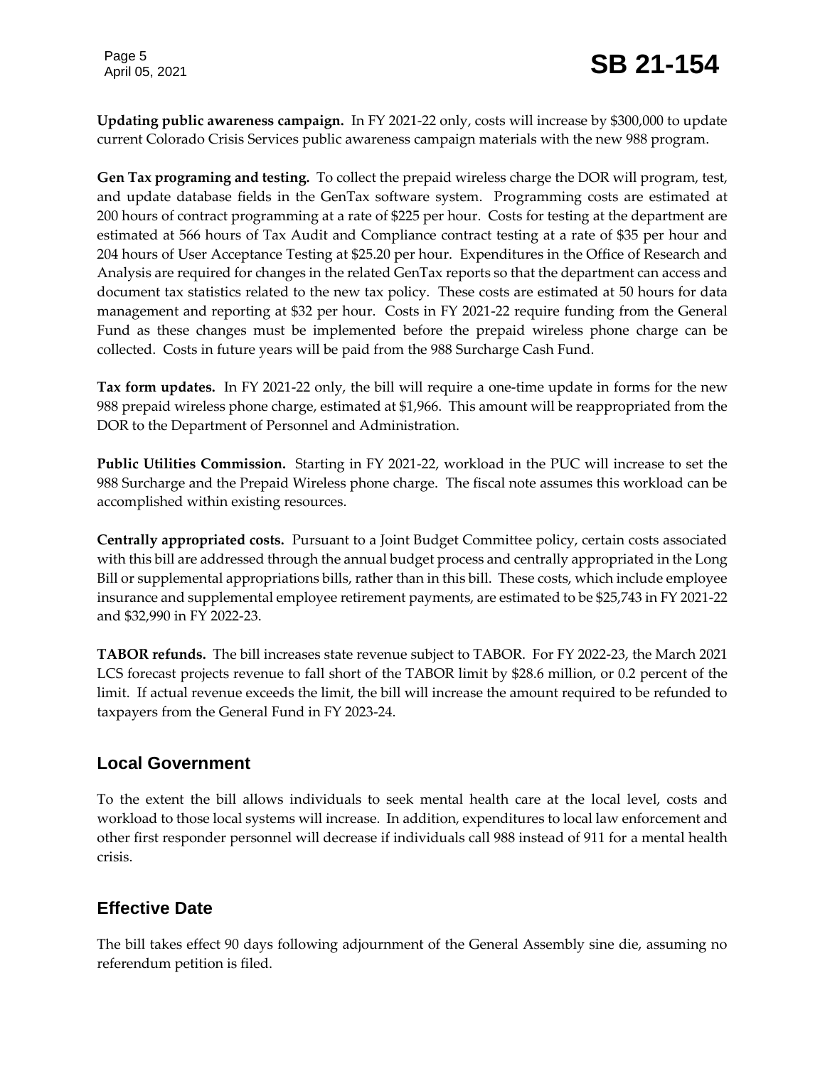**Updating public awareness campaign.** In FY 2021-22 only, costs will increase by $300,000 to update current Colorado Crisis Services public awareness campaign materials with the new 988 program.

**Gen Tax programing and testing.** To collect the prepaid wireless charge the DOR will program, test, and update database fields in the GenTax software system. Programming costs are estimated at 200 hours of contract programming at a rate of $225 per hour. Costs for testing at the department are estimated at 566 hours of Tax Audit and Compliance contract testing at a rate of $35 per hour and 204 hours of User Acceptance Testing at $25.20 per hour. Expenditures in the Office of Research and Analysis are required for changes in the related GenTax reports so that the department can access and document tax statistics related to the new tax policy. These costs are estimated at 50 hours for data management and reporting at $32 per hour. Costs in FY 2021-22 require funding from the General Fund as these changes must be implemented before the prepaid wireless phone charge can be collected. Costs in future years will be paid from the 988 Surcharge Cash Fund.

**Tax form updates.** In FY 2021-22 only, the bill will require a one-time update in forms for the new 988 prepaid wireless phone charge, estimated at $1,966. This amount will be reappropriated from the DOR to the Department of Personnel and Administration.

**Public Utilities Commission.** Starting in FY 2021-22, workload in the PUC will increase to set the 988 Surcharge and the Prepaid Wireless phone charge. The fiscal note assumes this workload can be accomplished within existing resources.

**Centrally appropriated costs.** Pursuant to a Joint Budget Committee policy, certain costs associated with this bill are addressed through the annual budget process and centrally appropriated in the Long Bill or supplemental appropriations bills, rather than in this bill. These costs, which include employee insurance and supplemental employee retirement payments, are estimated to be $25,743 in FY 2021-22 and $32,990 in FY 2022-23.

**TABOR refunds.** The bill increases state revenue subject to TABOR. For FY 2022-23, the March 2021 LCS forecast projects revenue to fall short of the TABOR limit by $28.6 million, or 0.2 percent of the limit. If actual revenue exceeds the limit, the bill will increase the amount required to be refunded to taxpayers from the General Fund in FY 2023-24.

## Local Government

To the extent the bill allows individuals to seek mental health care at the local level, costs and workload to those local systems will increase. In addition, expenditures to local law enforcement and other first responder personnel will decrease if individuals call 988 instead of 911 for a mental health crisis.

## Effective Date

The bill takes effect 90 days following adjournment of the General Assembly sine die, assuming no referendum petition is filed.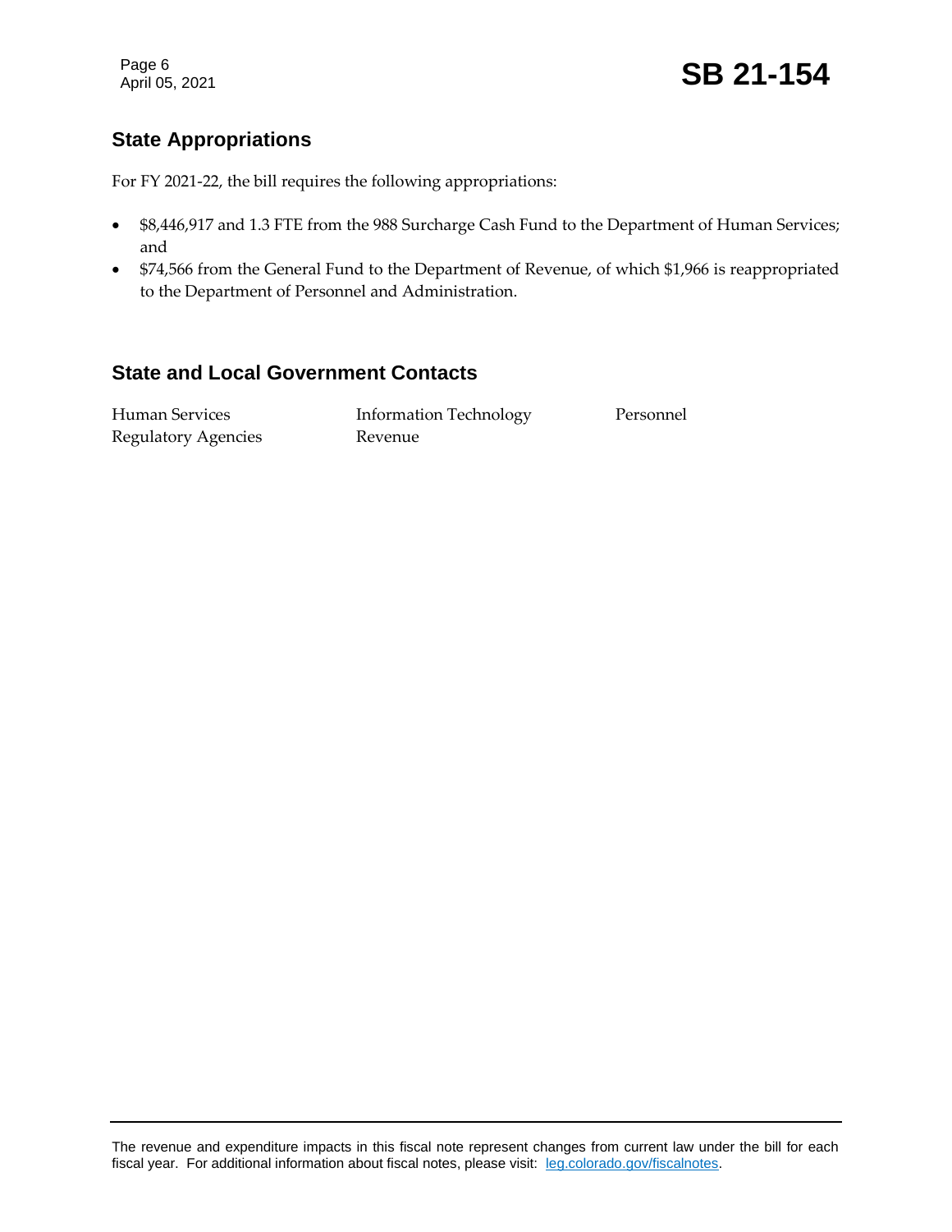## State Appropriations

For FY 2021-22, the bill requires the following appropriations:

- $8,446,917 and 1.3 FTE from the 988 Surcharge Cash Fund to the Department of Human Services; and
- $74,566 from the General Fund to the Department of Revenue, of which $1,966 is reappropriated to the Department of Personnel and Administration.

## State and Local Government Contacts

| | | |
|---|---|---|
| Human Services | Information Technology | Personnel |
| Regulatory Agencies | Revenue | |

The revenue and expenditure impacts in this fiscal note represent changes from current law under the bill for each fiscal year. For additional information about fiscal notes, please visit: leg.colorado.gov/fiscalnotes.